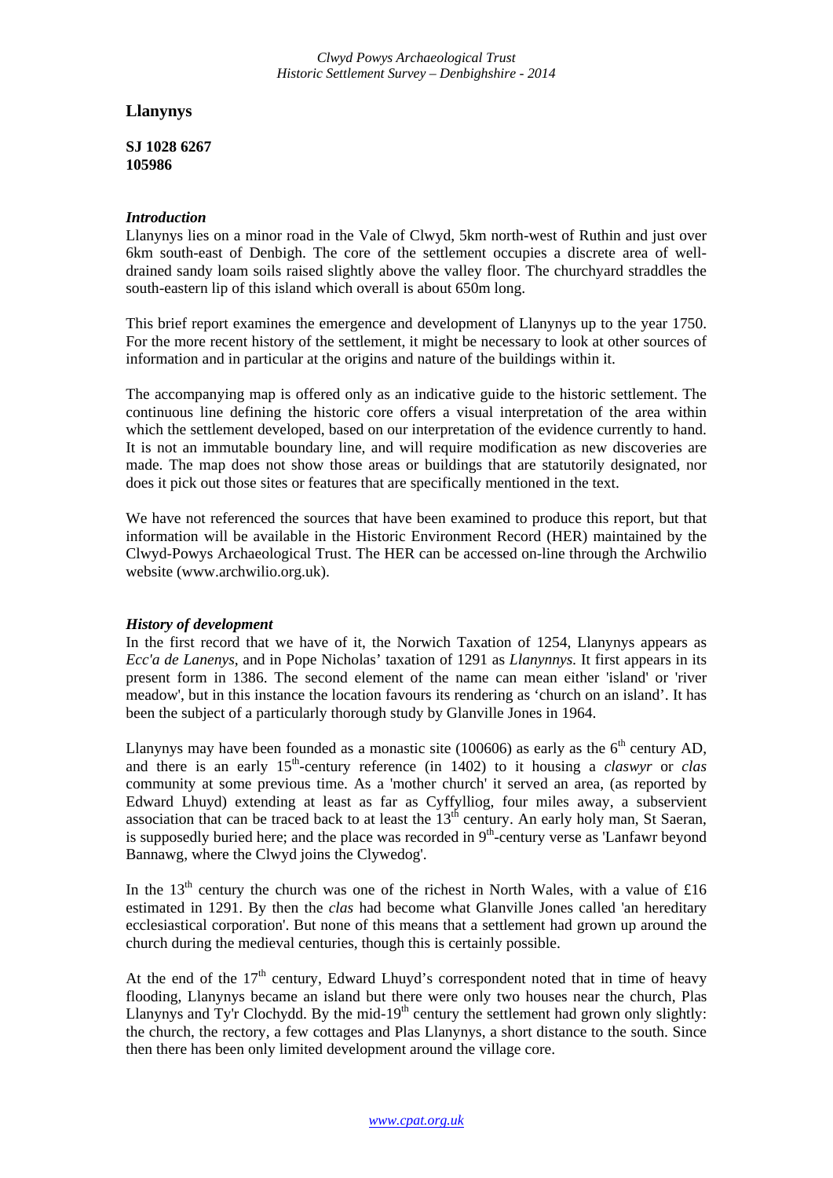# Llanynys

**SJ 1028 6267**
**105986**

### *Introduction*

Llanynys lies on a minor road in the Vale of Clwyd, 5km north-west of Ruthin and just over 6km south-east of Denbigh. The core of the settlement occupies a discrete area of well-drained sandy loam soils raised slightly above the valley floor. The churchyard straddles the south-eastern lip of this island which overall is about 650m long.

This brief report examines the emergence and development of Llanynys up to the year 1750. For the more recent history of the settlement, it might be necessary to look at other sources of information and in particular at the origins and nature of the buildings within it.

The accompanying map is offered only as an indicative guide to the historic settlement. The continuous line defining the historic core offers a visual interpretation of the area within which the settlement developed, based on our interpretation of the evidence currently to hand. It is not an immutable boundary line, and will require modification as new discoveries are made. The map does not show those areas or buildings that are statutorily designated, nor does it pick out those sites or features that are specifically mentioned in the text.

We have not referenced the sources that have been examined to produce this report, but that information will be available in the Historic Environment Record (HER) maintained by the Clwyd-Powys Archaeological Trust. The HER can be accessed on-line through the Archwilio website (www.archwilio.org.uk).

### *History of development*

In the first record that we have of it, the Norwich Taxation of 1254, Llanynys appears as *Ecc'a de Lanenys*, and in Pope Nicholas' taxation of 1291 as *Llanynnys*. It first appears in its present form in 1386. The second element of the name can mean either 'island' or 'river meadow', but in this instance the location favours its rendering as 'church on an island'. It has been the subject of a particularly thorough study by Glanville Jones in 1964.

Llanynys may have been founded as a monastic site (100606) as early as the 6th century AD, and there is an early 15th-century reference (in 1402) to it housing a *claswyr* or *clas* community at some previous time. As a 'mother church' it served an area, (as reported by Edward Lhuyd) extending at least as far as Cyffylliog, four miles away, a subservient association that can be traced back to at least the 13th century. An early holy man, St Saeran, is supposedly buried here; and the place was recorded in 9th-century verse as 'Lanfawr beyond Bannawg, where the Clwyd joins the Clywedog'.

In the 13th century the church was one of the richest in North Wales, with a value of £16 estimated in 1291. By then the *clas* had become what Glanville Jones called 'an hereditary ecclesiastical corporation'. But none of this means that a settlement had grown up around the church during the medieval centuries, though this is certainly possible.

At the end of the 17th century, Edward Lhuyd's correspondent noted that in time of heavy flooding, Llanynys became an island but there were only two houses near the church, Plas Llanynys and Ty'r Clochydd. By the mid-19th century the settlement had grown only slightly: the church, the rectory, a few cottages and Plas Llanynys, a short distance to the south. Since then there has been only limited development around the village core.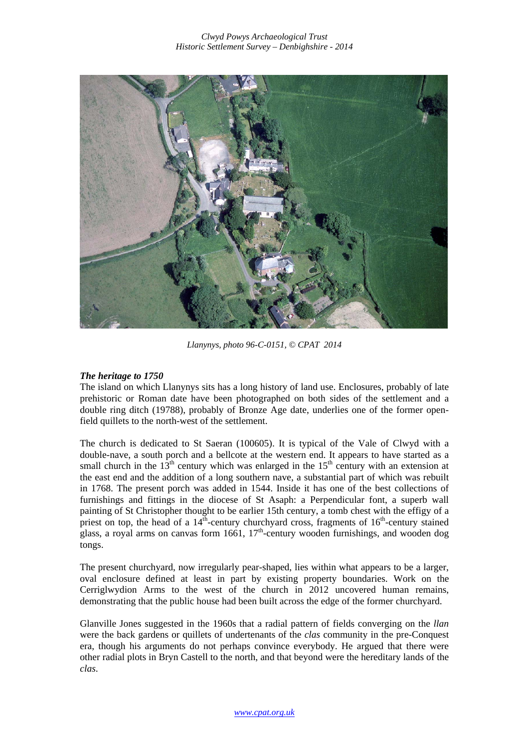*Llanynys, photo 96-C-0151, © CPAT 2014*

### *The heritage to 1750*

The island on which Llanynys sits has a long history of land use. Enclosures, probably of late prehistoric or Roman date have been photographed on both sides of the settlement and a double ring ditch (19788), probably of Bronze Age date, underlies one of the former open-field quillets to the north-west of the settlement.

The church is dedicated to St Saeran (100605). It is typical of the Vale of Clwyd with a double-nave, a south porch and a bellcote at the western end. It appears to have started as a small church in the 13th century which was enlarged in the 15th century with an extension at the east end and the addition of a long southern nave, a substantial part of which was rebuilt in 1768. The present porch was added in 1544. Inside it has one of the best collections of furnishings and fittings in the diocese of St Asaph: a Perpendicular font, a superb wall painting of St Christopher thought to be earlier 15th century, a tomb chest with the effigy of a priest on top, the head of a 14th-century churchyard cross, fragments of 16th-century stained glass, a royal arms on canvas form 1661, 17th-century wooden furnishings, and wooden dog tongs.

The present churchyard, now irregularly pear-shaped, lies within what appears to be a larger, oval enclosure defined at least in part by existing property boundaries. Work on the Cerriglwydion Arms to the west of the church in 2012 uncovered human remains, demonstrating that the public house had been built across the edge of the former churchyard.

Glanville Jones suggested in the 1960s that a radial pattern of fields converging on the *llan* were the back gardens or quillets of undertenants of the *clas* community in the pre-Conquest era, though his arguments do not perhaps convince everybody. He argued that there were other radial plots in Bryn Castell to the north, and that beyond were the hereditary lands of the *clas*.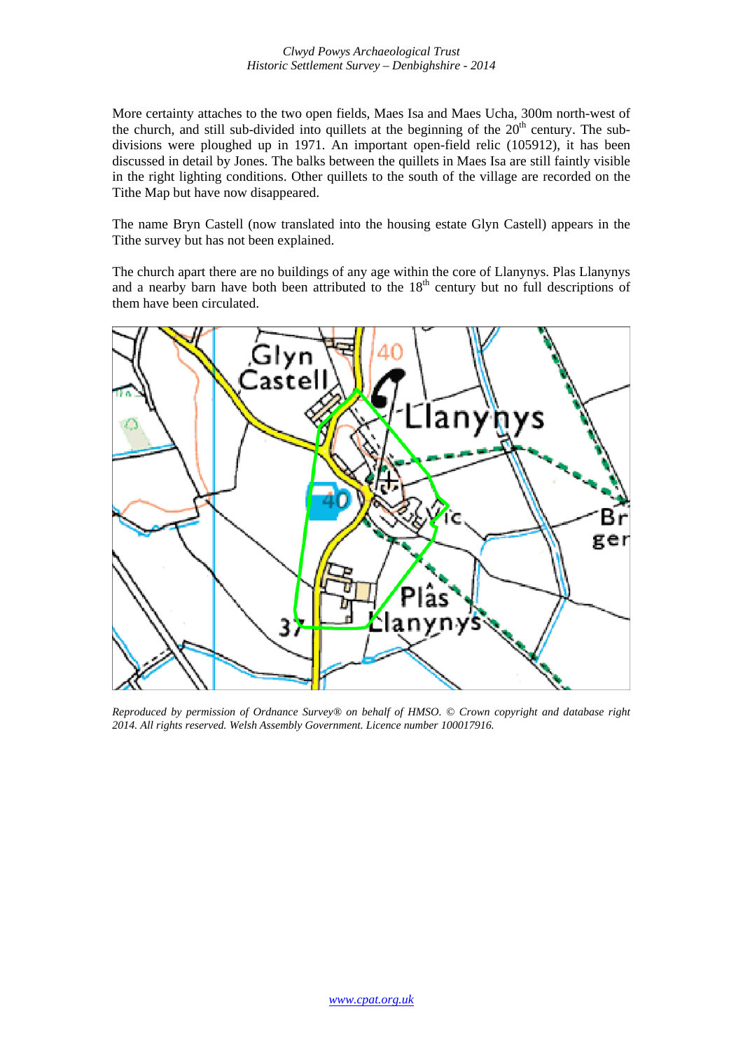More certainty attaches to the two open fields, Maes Isa and Maes Ucha, 300m north-west of the church, and still sub-divided into quillets at the beginning of the 20th century. The sub-divisions were ploughed up in 1971. An important open-field relic (105912), it has been discussed in detail by Jones. The balks between the quillets in Maes Isa are still faintly visible in the right lighting conditions. Other quillets to the south of the village are recorded on the Tithe Map but have now disappeared.

The name Bryn Castell (now translated into the housing estate Glyn Castell) appears in the Tithe survey but has not been explained.

The church apart there are no buildings of any age within the core of Llanynys. Plas Llanynys and a nearby barn have both been attributed to the 18th century but no full descriptions of them have been circulated.

Glyn Castell

40

Llanynys

40

Vic

Br

ger

Plâs Llanynys

37

*Reproduced by permission of Ordnance Survey® on behalf of HMSO. © Crown copyright and database right 2014. All rights reserved. Welsh Assembly Government. Licence number 100017916.*

www.cpat.org.uk